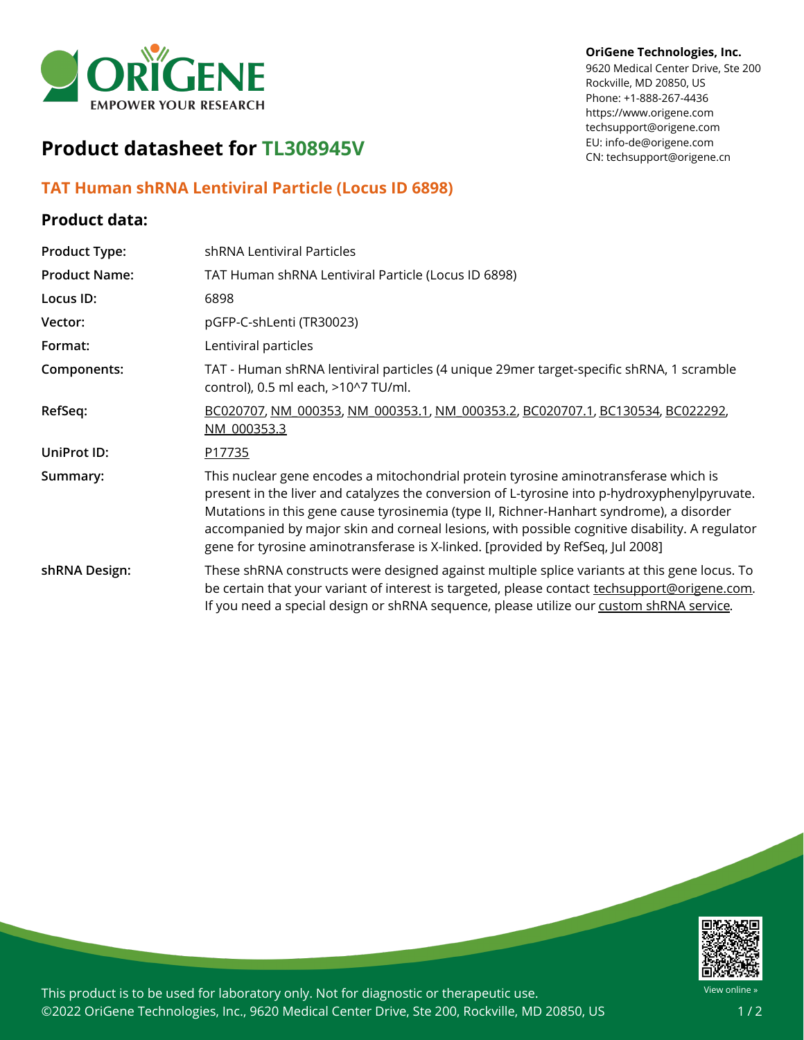OriGene Technologies, Inc.
9620 Medical Center Drive, Ste 200
Rockville, MD 20850, US
Phone: +1-888-267-4436
https://www.origene.com
techsupport@origene.com
EU: info-de@origene.com
CN: techsupport@origene.cn

# Product datasheet for TL308945V

## TAT Human shRNA Lentiviral Particle (Locus ID 6898)

### Product data:

| | |
|---|---|
| **Product Type:** | shRNA Lentiviral Particles |
| **Product Name:** | TAT Human shRNA Lentiviral Particle (Locus ID 6898) |
| **Locus ID:** | 6898 |
| **Vector:** | pGFP-C-shLenti (TR30023) |
| **Format:** | Lentiviral particles |
| **Components:** | TAT - Human shRNA lentiviral particles (4 unique 29mer target-specific shRNA, 1 scramble control), 0.5 ml each, >10^7 TU/ml. |
| **RefSeq:** | BC020707, NM_000353, NM_000353.1, NM_000353.2, BC020707.1, BC130534, BC022292, NM_000353.3 |
| **UniProt ID:** | P17735 |
| **Summary:** | This nuclear gene encodes a mitochondrial protein tyrosine aminotransferase which is present in the liver and catalyzes the conversion of L-tyrosine into p-hydroxyphenylpyruvate. Mutations in this gene cause tyrosinemia (type II, Richner-Hanhart syndrome), a disorder accompanied by major skin and corneal lesions, with possible cognitive disability. A regulator gene for tyrosine aminotransferase is X-linked. [provided by RefSeq, Jul 2008] |
| **shRNA Design:** | These shRNA constructs were designed against multiple splice variants at this gene locus. To be certain that your variant of interest is targeted, please contact techsupport@origene.com. If you need a special design or shRNA sequence, please utilize our custom shRNA service. |

This product is to be used for laboratory only. Not for diagnostic or therapeutic use.
©2022 OriGene Technologies, Inc., 9620 Medical Center Drive, Ste 200, Rockville, MD 20850, US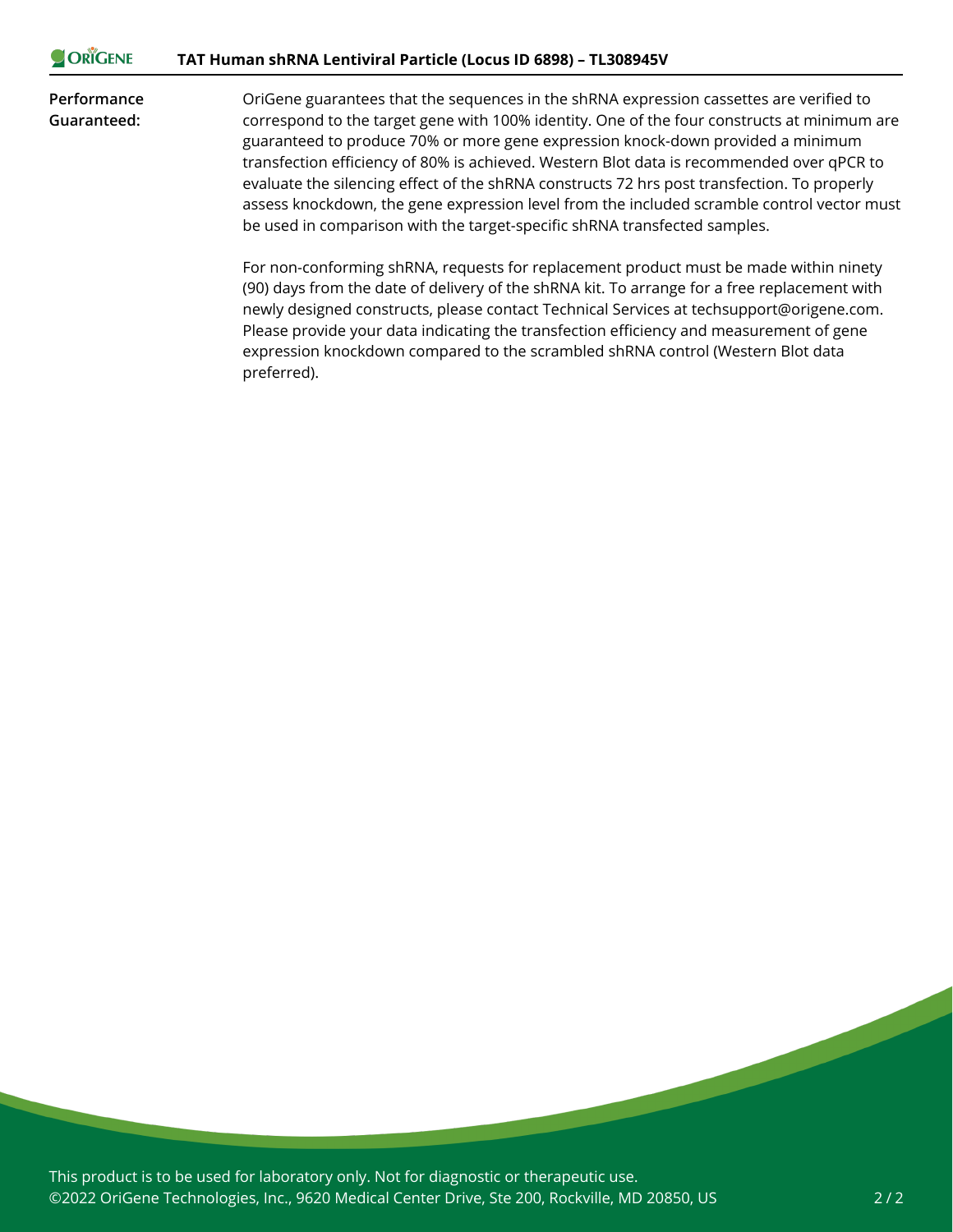**Performance Guaranteed:**

OriGene guarantees that the sequences in the shRNA expression cassettes are verified to correspond to the target gene with 100% identity. One of the four constructs at minimum are guaranteed to produce 70% or more gene expression knock-down provided a minimum transfection efficiency of 80% is achieved. Western Blot data is recommended over qPCR to evaluate the silencing effect of the shRNA constructs 72 hrs post transfection. To properly assess knockdown, the gene expression level from the included scramble control vector must be used in comparison with the target-specific shRNA transfected samples.

For non-conforming shRNA, requests for replacement product must be made within ninety (90) days from the date of delivery of the shRNA kit. To arrange for a free replacement with newly designed constructs, please contact Technical Services at techsupport@origene.com. Please provide your data indicating the transfection efficiency and measurement of gene expression knockdown compared to the scrambled shRNA control (Western Blot data preferred).

This product is to be used for laboratory only. Not for diagnostic or therapeutic use.
©2022 OriGene Technologies, Inc., 9620 Medical Center Drive, Ste 200, Rockville, MD 20850, US